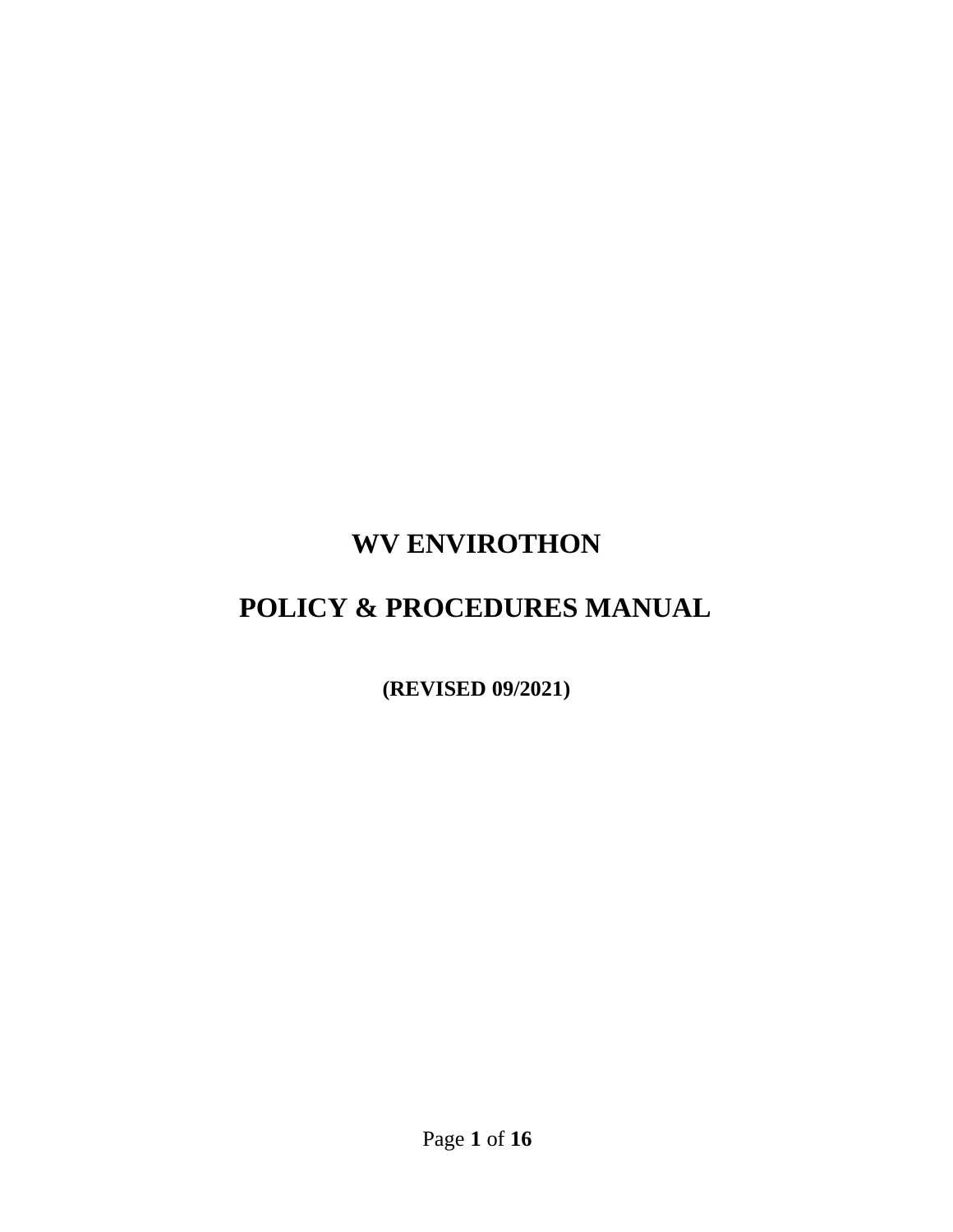# WV ENVIROTHON

# POLICY & PROCEDURES MANUAL

**(REVISED 09/2021)**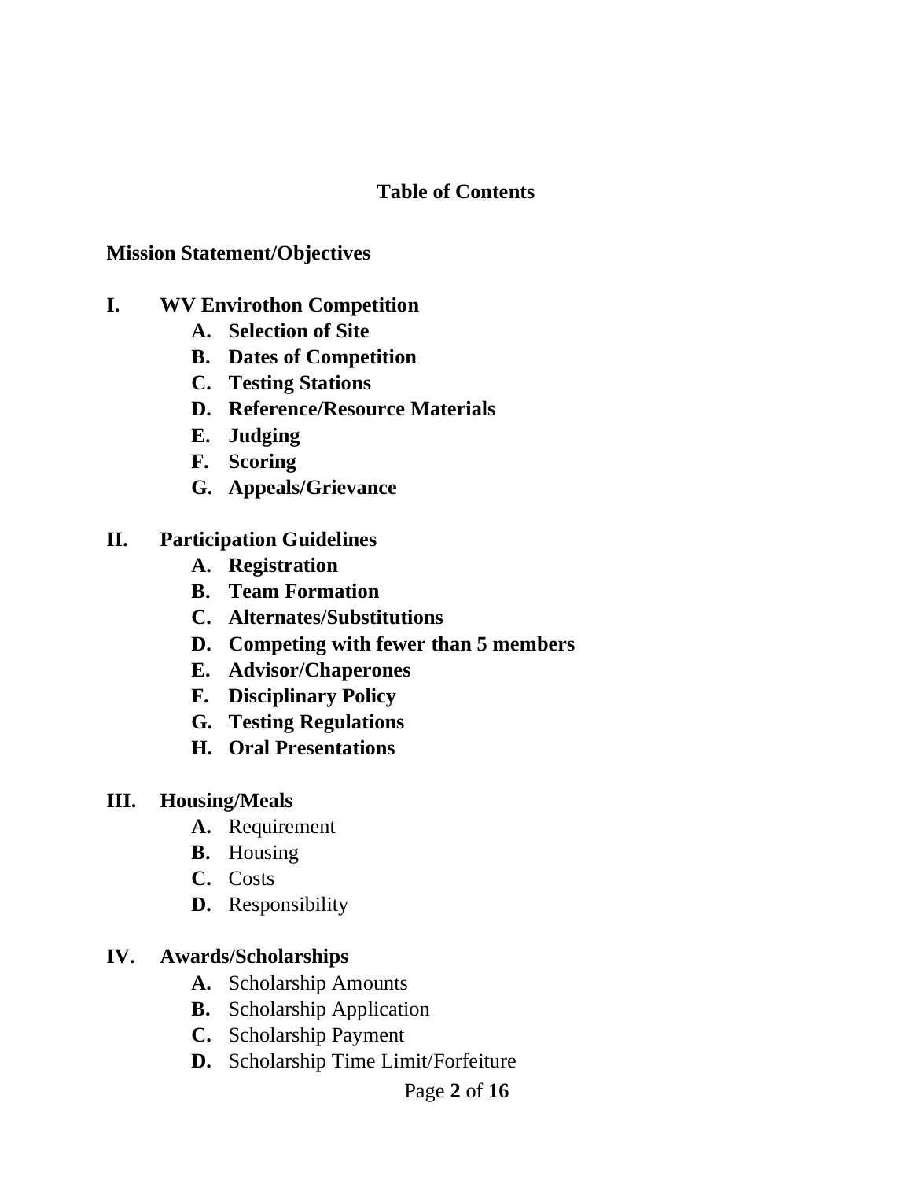# Table of Contents

**Mission Statement/Objectives**

**I. WV Envirothon Competition**

- **A. Selection of Site**
- **B. Dates of Competition**
- **C. Testing Stations**
- **D. Reference/Resource Materials**
- **E. Judging**
- **F. Scoring**
- **G. Appeals/Grievance**

**II. Participation Guidelines**

- **A. Registration**
- **B. Team Formation**
- **C. Alternates/Substitutions**
- **D. Competing with fewer than 5 members**
- **E. Advisor/Chaperones**
- **F. Disciplinary Policy**
- **G. Testing Regulations**
- **H. Oral Presentations**

**III. Housing/Meals**

- **A.** Requirement
- **B.** Housing
- **C.** Costs
- **D.** Responsibility

**IV. Awards/Scholarships**

- **A.** Scholarship Amounts
- **B.** Scholarship Application
- **C.** Scholarship Payment
- **D.** Scholarship Time Limit/Forfeiture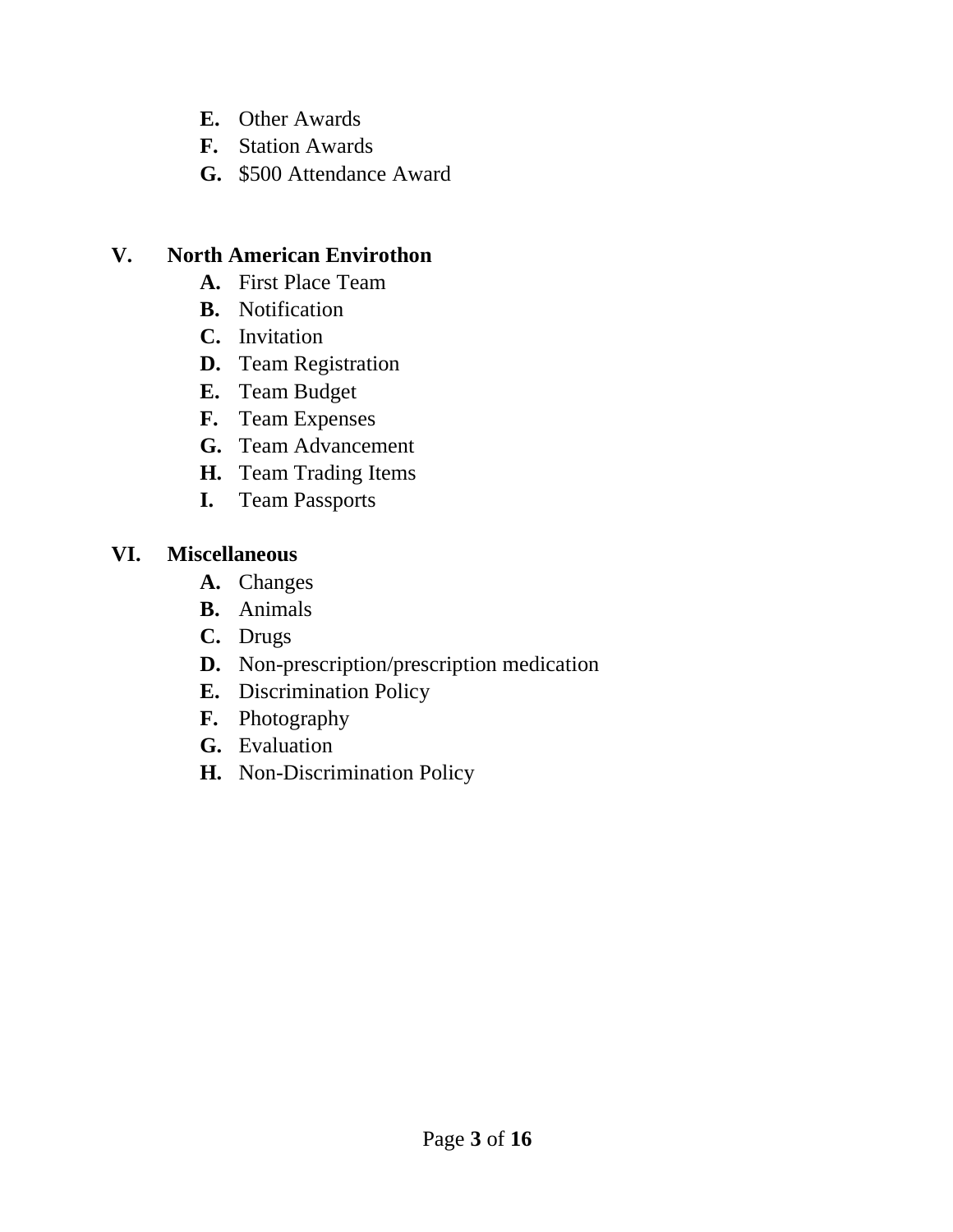- **E.** Other Awards
- **F.** Station Awards
- **G.** $500 Attendance Award

**V. North American Envirothon**

- **A.** First Place Team
- **B.** Notification
- **C.** Invitation
- **D.** Team Registration
- **E.** Team Budget
- **F.** Team Expenses
- **G.** Team Advancement
- **H.** Team Trading Items
- **I.** Team Passports

**VI. Miscellaneous**

- **A.** Changes
- **B.** Animals
- **C.** Drugs
- **D.** Non-prescription/prescription medication
- **E.** Discrimination Policy
- **F.** Photography
- **G.** Evaluation
- **H.** Non-Discrimination Policy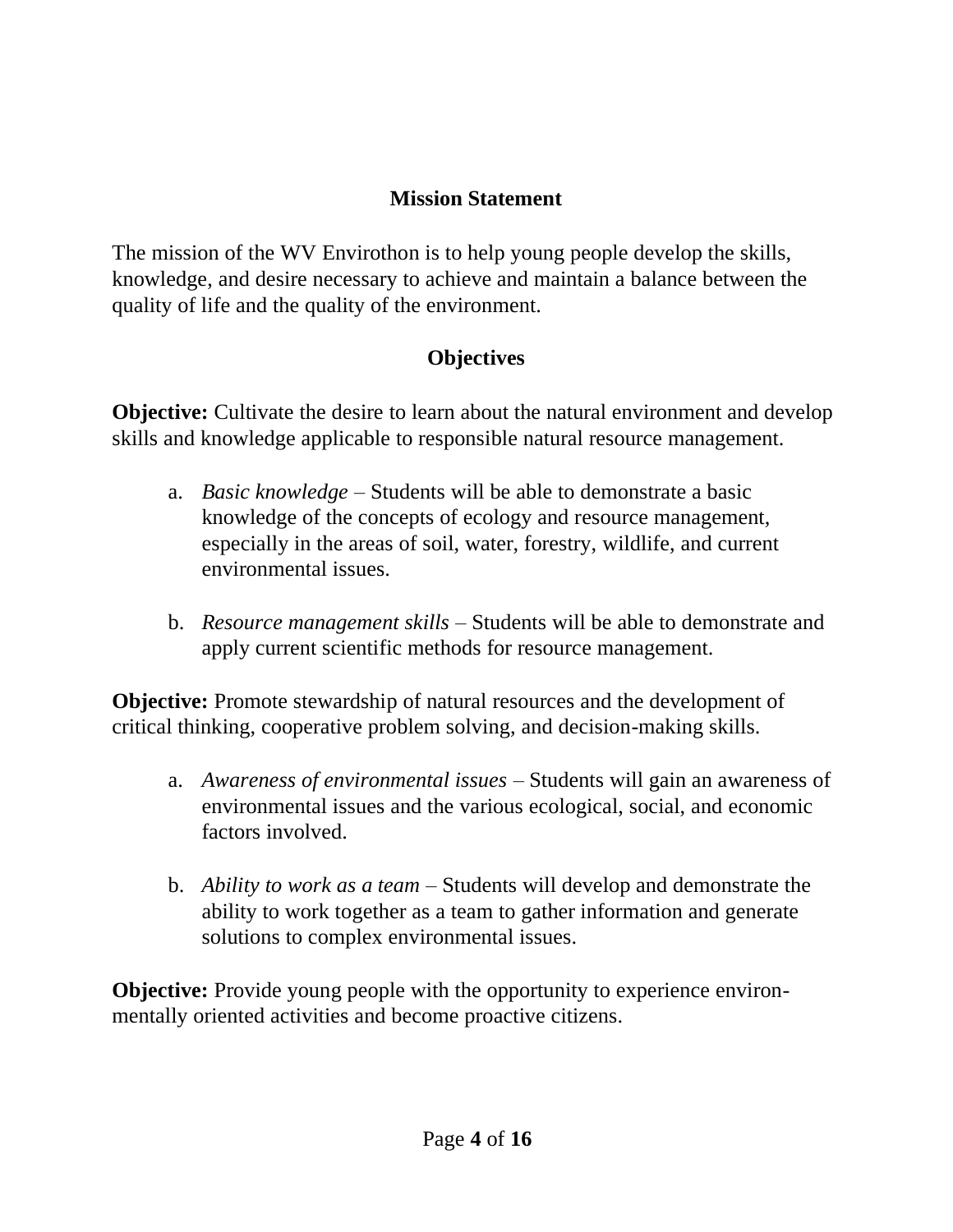## Mission Statement

The mission of the WV Envirothon is to help young people develop the skills, knowledge, and desire necessary to achieve and maintain a balance between the quality of life and the quality of the environment.

## Objectives

**Objective:** Cultivate the desire to learn about the natural environment and develop skills and knowledge applicable to responsible natural resource management.

a. *Basic knowledge* – Students will be able to demonstrate a basic knowledge of the concepts of ecology and resource management, especially in the areas of soil, water, forestry, wildlife, and current environmental issues.

b. *Resource management skills* – Students will be able to demonstrate and apply current scientific methods for resource management.

**Objective:** Promote stewardship of natural resources and the development of critical thinking, cooperative problem solving, and decision-making skills.

a. *Awareness of environmental issues* – Students will gain an awareness of environmental issues and the various ecological, social, and economic factors involved.

b. *Ability to work as a team* – Students will develop and demonstrate the ability to work together as a team to gather information and generate solutions to complex environmental issues.

**Objective:** Provide young people with the opportunity to experience environmentally oriented activities and become proactive citizens.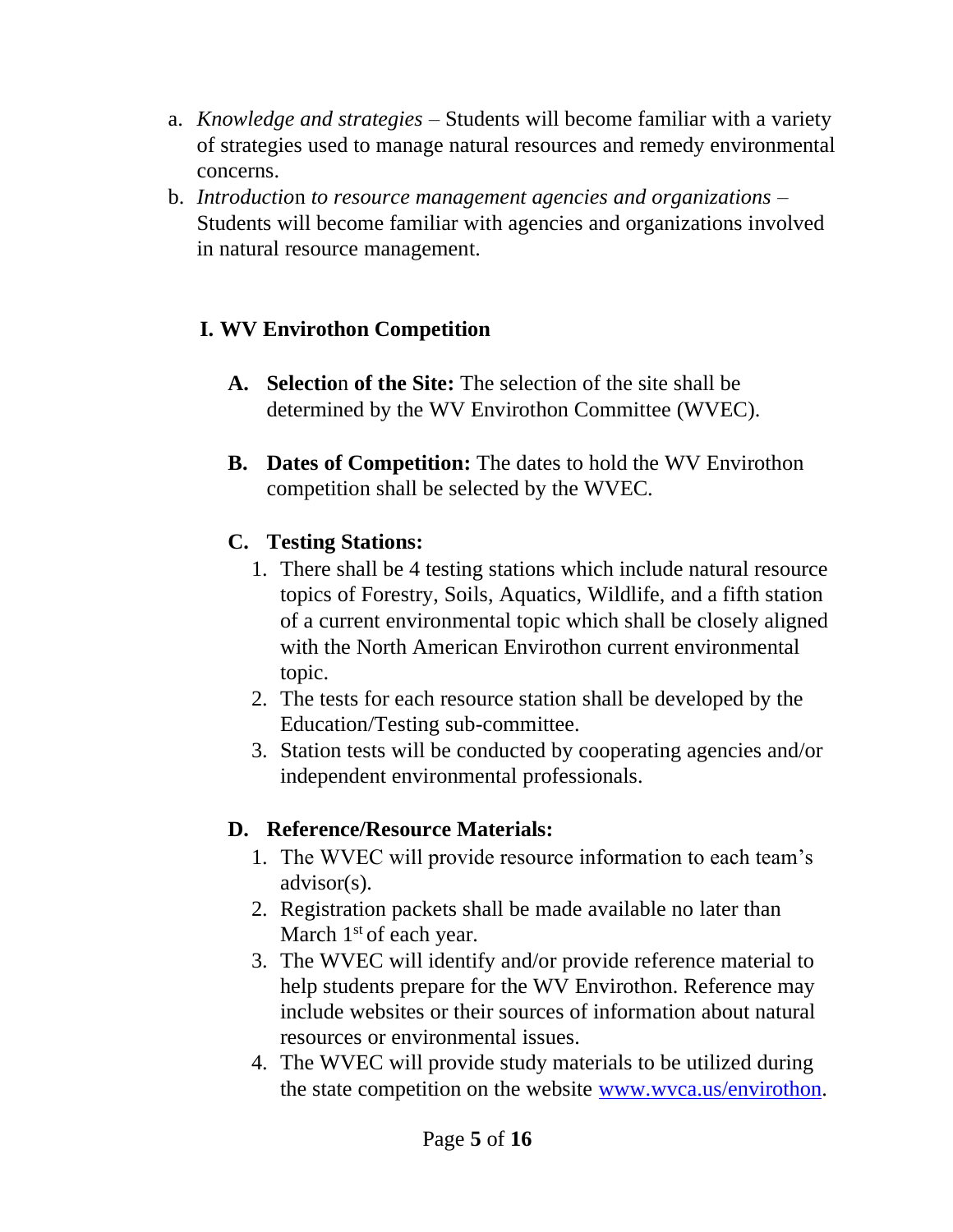a. *Knowledge and strategies* – Students will become familiar with a variety of strategies used to manage natural resources and remedy environmental concerns.

b. *Introduction to resource management agencies and organizations* – Students will become familiar with agencies and organizations involved in natural resource management.

## I. WV Envirothon Competition

**A. Selection of the Site:** The selection of the site shall be determined by the WV Envirothon Committee (WVEC).

**B. Dates of Competition:** The dates to hold the WV Envirothon competition shall be selected by the WVEC.

**C. Testing Stations:**

1. There shall be 4 testing stations which include natural resource topics of Forestry, Soils, Aquatics, Wildlife, and a fifth station of a current environmental topic which shall be closely aligned with the North American Envirothon current environmental topic.
2. The tests for each resource station shall be developed by the Education/Testing sub-committee.
3. Station tests will be conducted by cooperating agencies and/or independent environmental professionals.

**D. Reference/Resource Materials:**

1. The WVEC will provide resource information to each team's advisor(s).
2. Registration packets shall be made available no later than March 1st of each year.
3. The WVEC will identify and/or provide reference material to help students prepare for the WV Envirothon. Reference may include websites or their sources of information about natural resources or environmental issues.
4. The WVEC will provide study materials to be utilized during the state competition on the website [www.wvca.us/envirothon](http://www.wvca.us/envirothon).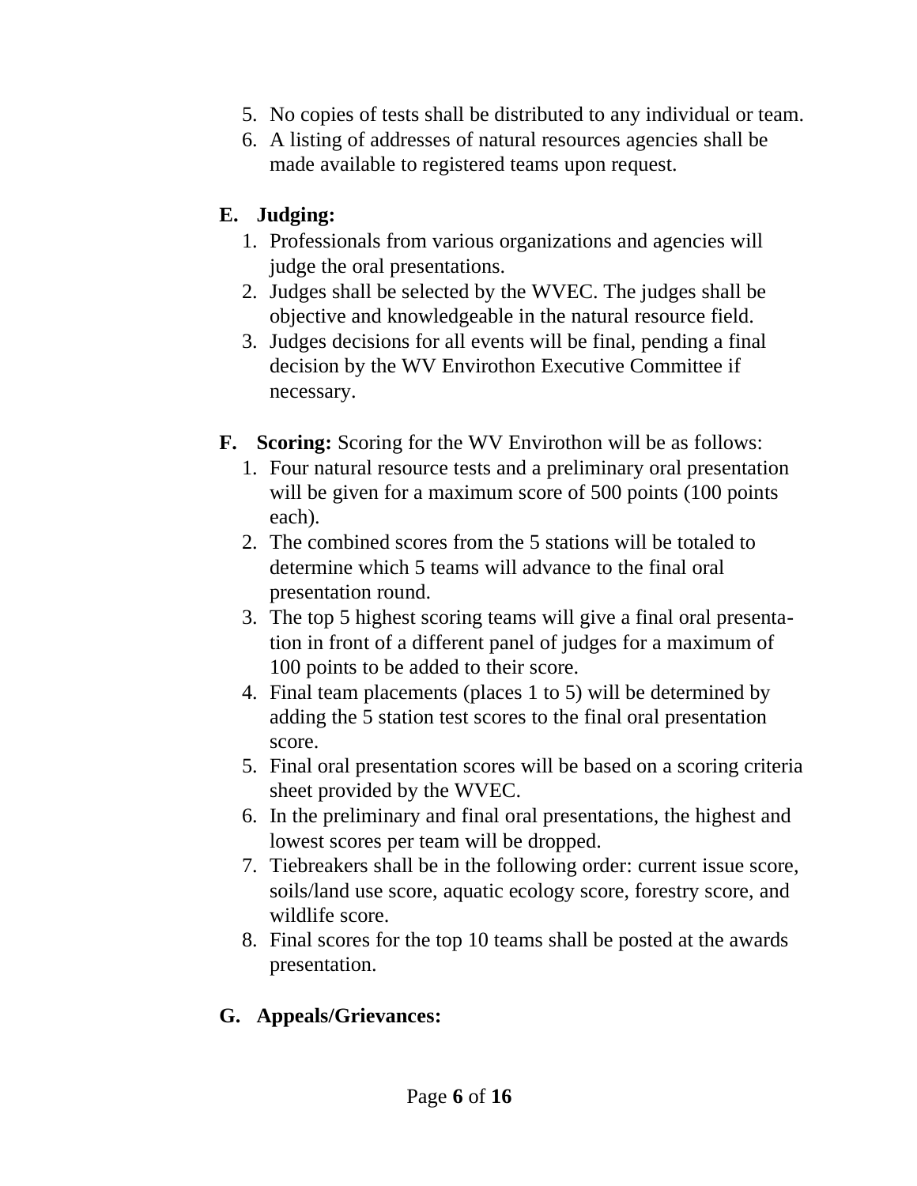5. No copies of tests shall be distributed to any individual or team.
6. A listing of addresses of natural resources agencies shall be made available to registered teams upon request.

**E. Judging:**

1. Professionals from various organizations and agencies will judge the oral presentations.
2. Judges shall be selected by the WVEC. The judges shall be objective and knowledgeable in the natural resource field.
3. Judges decisions for all events will be final, pending a final decision by the WV Envirothon Executive Committee if necessary.

**F. Scoring:** Scoring for the WV Envirothon will be as follows:

1. Four natural resource tests and a preliminary oral presentation will be given for a maximum score of 500 points (100 points each).
2. The combined scores from the 5 stations will be totaled to determine which 5 teams will advance to the final oral presentation round.
3. The top 5 highest scoring teams will give a final oral presentation in front of a different panel of judges for a maximum of 100 points to be added to their score.
4. Final team placements (places 1 to 5) will be determined by adding the 5 station test scores to the final oral presentation score.
5. Final oral presentation scores will be based on a scoring criteria sheet provided by the WVEC.
6. In the preliminary and final oral presentations, the highest and lowest scores per team will be dropped.
7. Tiebreakers shall be in the following order: current issue score, soils/land use score, aquatic ecology score, forestry score, and wildlife score.
8. Final scores for the top 10 teams shall be posted at the awards presentation.

**G. Appeals/Grievances:**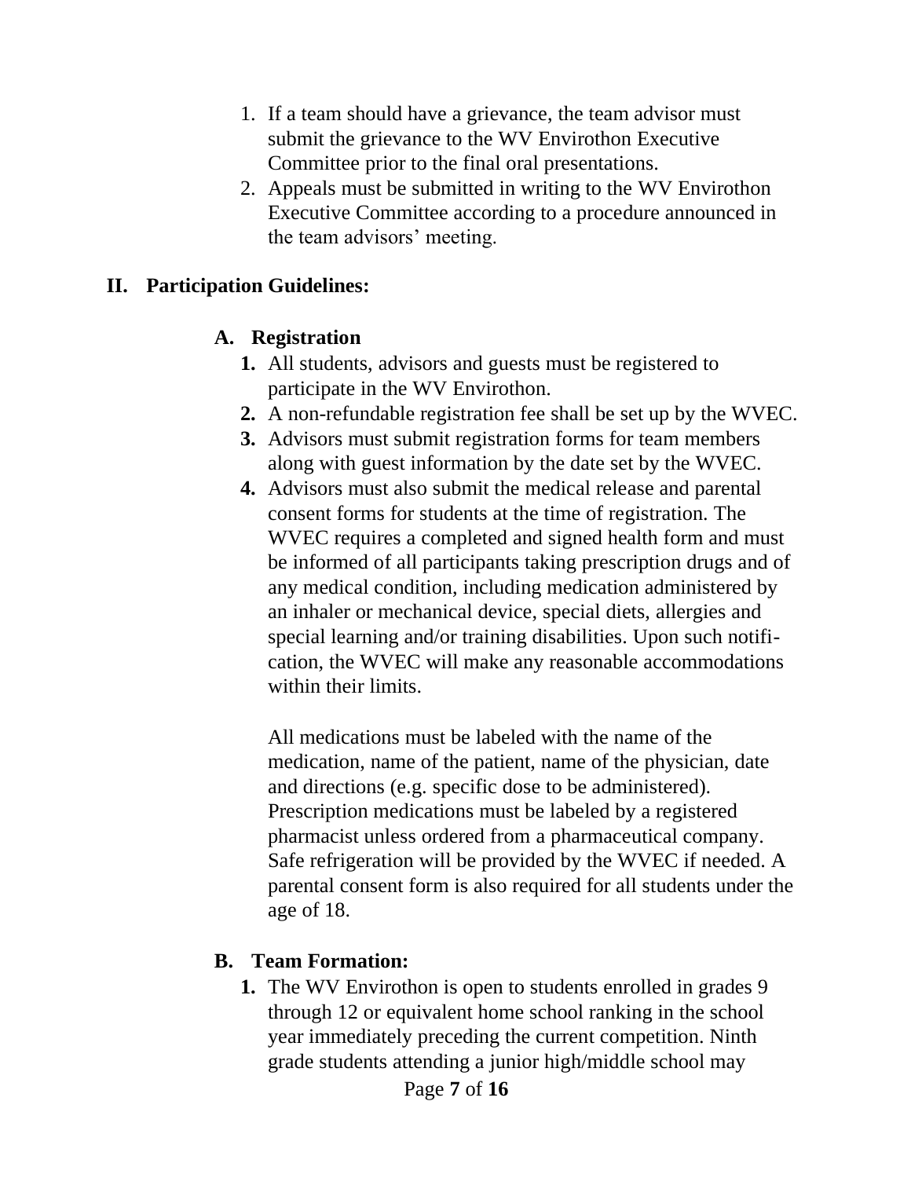1. If a team should have a grievance, the team advisor must submit the grievance to the WV Envirothon Executive Committee prior to the final oral presentations.
2. Appeals must be submitted in writing to the WV Envirothon Executive Committee according to a procedure announced in the team advisors' meeting.

## II. Participation Guidelines:

### A. Registration

1. All students, advisors and guests must be registered to participate in the WV Envirothon.
2. A non-refundable registration fee shall be set up by the WVEC.
3. Advisors must submit registration forms for team members along with guest information by the date set by the WVEC.
4. Advisors must also submit the medical release and parental consent forms for students at the time of registration. The WVEC requires a completed and signed health form and must be informed of all participants taking prescription drugs and of any medical condition, including medication administered by an inhaler or mechanical device, special diets, allergies and special learning and/or training disabilities. Upon such notification, the WVEC will make any reasonable accommodations within their limits.

   All medications must be labeled with the name of the medication, name of the patient, name of the physician, date and directions (e.g. specific dose to be administered). Prescription medications must be labeled by a registered pharmacist unless ordered from a pharmaceutical company. Safe refrigeration will be provided by the WVEC if needed. A parental consent form is also required for all students under the age of 18.

### B. Team Formation:

1. The WV Envirothon is open to students enrolled in grades 9 through 12 or equivalent home school ranking in the school year immediately preceding the current competition. Ninth grade students attending a junior high/middle school may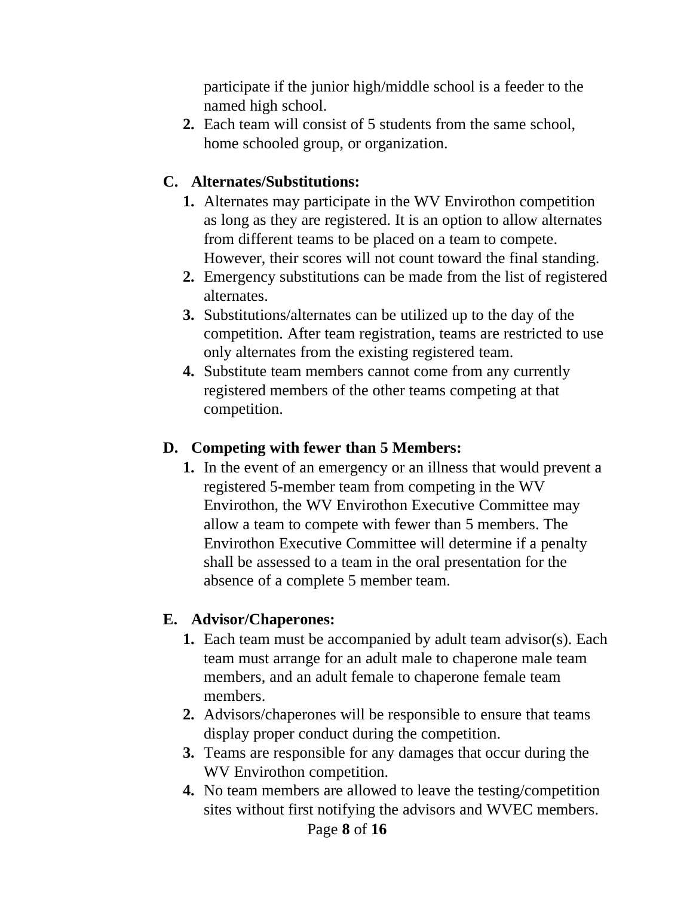participate if the junior high/middle school is a feeder to the named high school.

2. Each team will consist of 5 students from the same school, home schooled group, or organization.

**C. Alternates/Substitutions:**

1. Alternates may participate in the WV Envirothon competition as long as they are registered. It is an option to allow alternates from different teams to be placed on a team to compete. However, their scores will not count toward the final standing.
2. Emergency substitutions can be made from the list of registered alternates.
3. Substitutions/alternates can be utilized up to the day of the competition. After team registration, teams are restricted to use only alternates from the existing registered team.
4. Substitute team members cannot come from any currently registered members of the other teams competing at that competition.

**D. Competing with fewer than 5 Members:**

1. In the event of an emergency or an illness that would prevent a registered 5-member team from competing in the WV Envirothon, the WV Envirothon Executive Committee may allow a team to compete with fewer than 5 members. The Envirothon Executive Committee will determine if a penalty shall be assessed to a team in the oral presentation for the absence of a complete 5 member team.

**E. Advisor/Chaperones:**

1. Each team must be accompanied by adult team advisor(s). Each team must arrange for an adult male to chaperone male team members, and an adult female to chaperone female team members.
2. Advisors/chaperones will be responsible to ensure that teams display proper conduct during the competition.
3. Teams are responsible for any damages that occur during the WV Envirothon competition.
4. No team members are allowed to leave the testing/competition sites without first notifying the advisors and WVEC members.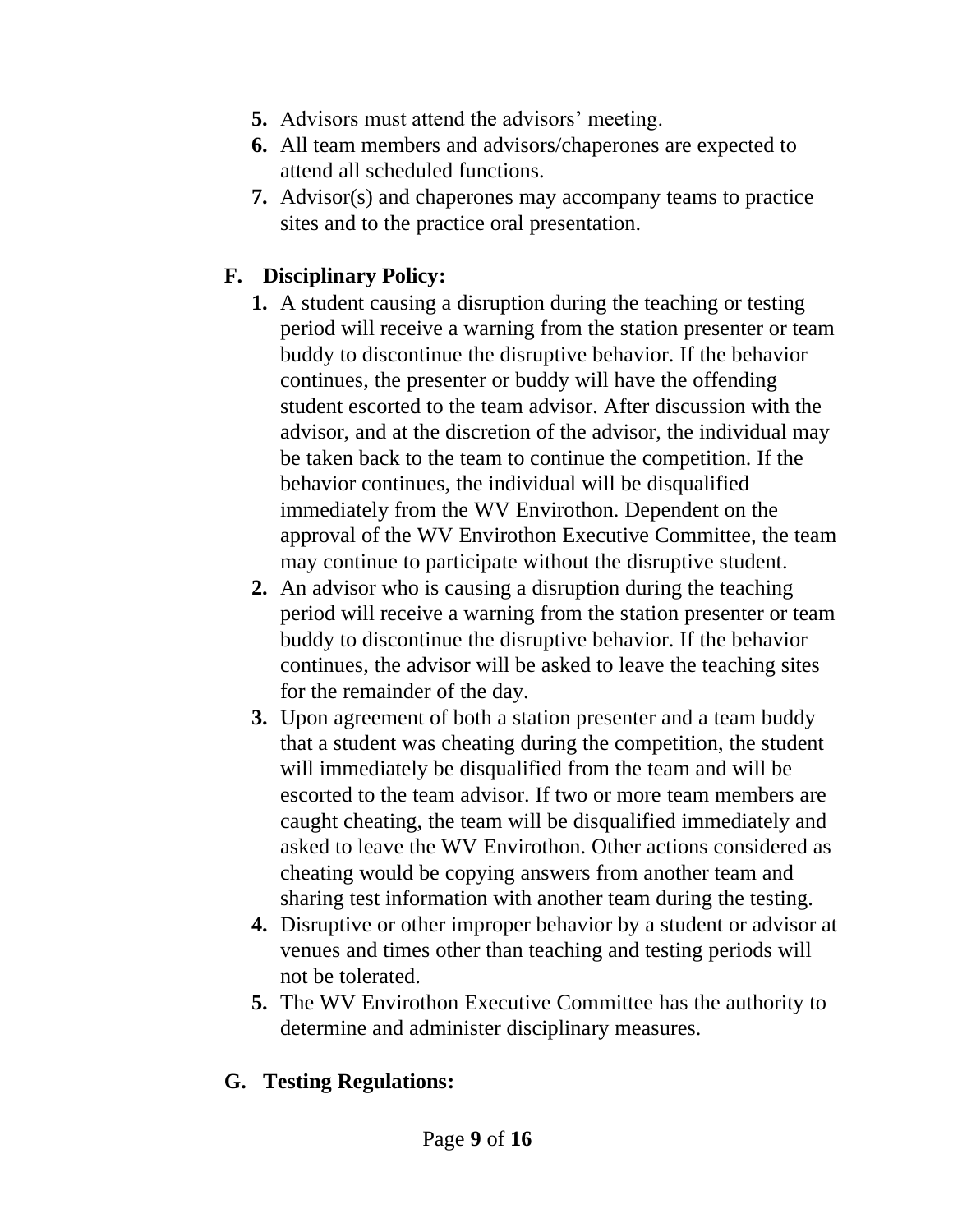5. Advisors must attend the advisors' meeting.
6. All team members and advisors/chaperones are expected to attend all scheduled functions.
7. Advisor(s) and chaperones may accompany teams to practice sites and to the practice oral presentation.

## F. Disciplinary Policy:

1. A student causing a disruption during the teaching or testing period will receive a warning from the station presenter or team buddy to discontinue the disruptive behavior. If the behavior continues, the presenter or buddy will have the offending student escorted to the team advisor. After discussion with the advisor, and at the discretion of the advisor, the individual may be taken back to the team to continue the competition. If the behavior continues, the individual will be disqualified immediately from the WV Envirothon. Dependent on the approval of the WV Envirothon Executive Committee, the team may continue to participate without the disruptive student.
2. An advisor who is causing a disruption during the teaching period will receive a warning from the station presenter or team buddy to discontinue the disruptive behavior. If the behavior continues, the advisor will be asked to leave the teaching sites for the remainder of the day.
3. Upon agreement of both a station presenter and a team buddy that a student was cheating during the competition, the student will immediately be disqualified from the team and will be escorted to the team advisor. If two or more team members are caught cheating, the team will be disqualified immediately and asked to leave the WV Envirothon. Other actions considered as cheating would be copying answers from another team and sharing test information with another team during the testing.
4. Disruptive or other improper behavior by a student or advisor at venues and times other than teaching and testing periods will not be tolerated.
5. The WV Envirothon Executive Committee has the authority to determine and administer disciplinary measures.

## G. Testing Regulations: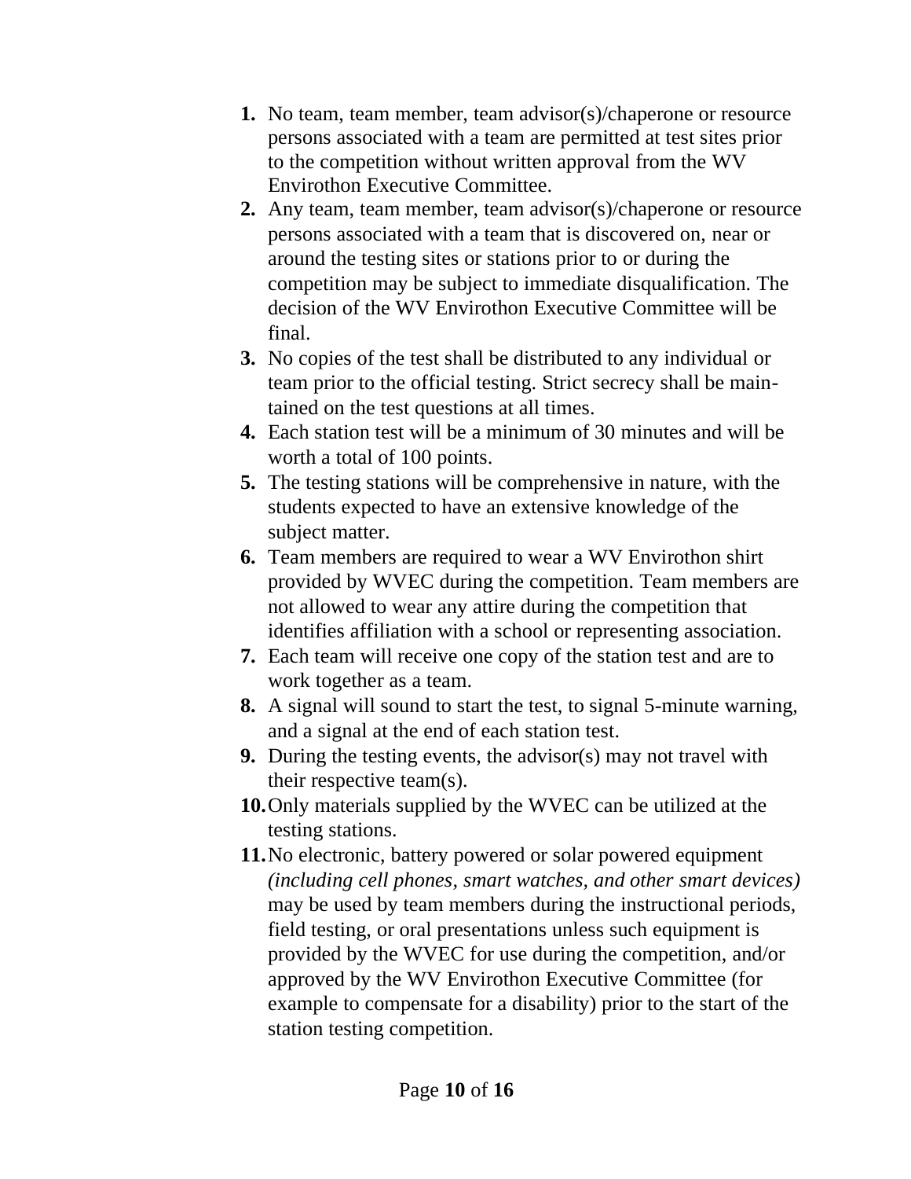1. No team, team member, team advisor(s)/chaperone or resource persons associated with a team are permitted at test sites prior to the competition without written approval from the WV Envirothon Executive Committee.
2. Any team, team member, team advisor(s)/chaperone or resource persons associated with a team that is discovered on, near or around the testing sites or stations prior to or during the competition may be subject to immediate disqualification. The decision of the WV Envirothon Executive Committee will be final.
3. No copies of the test shall be distributed to any individual or team prior to the official testing. Strict secrecy shall be maintained on the test questions at all times.
4. Each station test will be a minimum of 30 minutes and will be worth a total of 100 points.
5. The testing stations will be comprehensive in nature, with the students expected to have an extensive knowledge of the subject matter.
6. Team members are required to wear a WV Envirothon shirt provided by WVEC during the competition. Team members are not allowed to wear any attire during the competition that identifies affiliation with a school or representing association.
7. Each team will receive one copy of the station test and are to work together as a team.
8. A signal will sound to start the test, to signal 5-minute warning, and a signal at the end of each station test.
9. During the testing events, the advisor(s) may not travel with their respective team(s).
10. Only materials supplied by the WVEC can be utilized at the testing stations.
11. No electronic, battery powered or solar powered equipment *(including cell phones, smart watches, and other smart devices)* may be used by team members during the instructional periods, field testing, or oral presentations unless such equipment is provided by the WVEC for use during the competition, and/or approved by the WV Envirothon Executive Committee (for example to compensate for a disability) prior to the start of the station testing competition.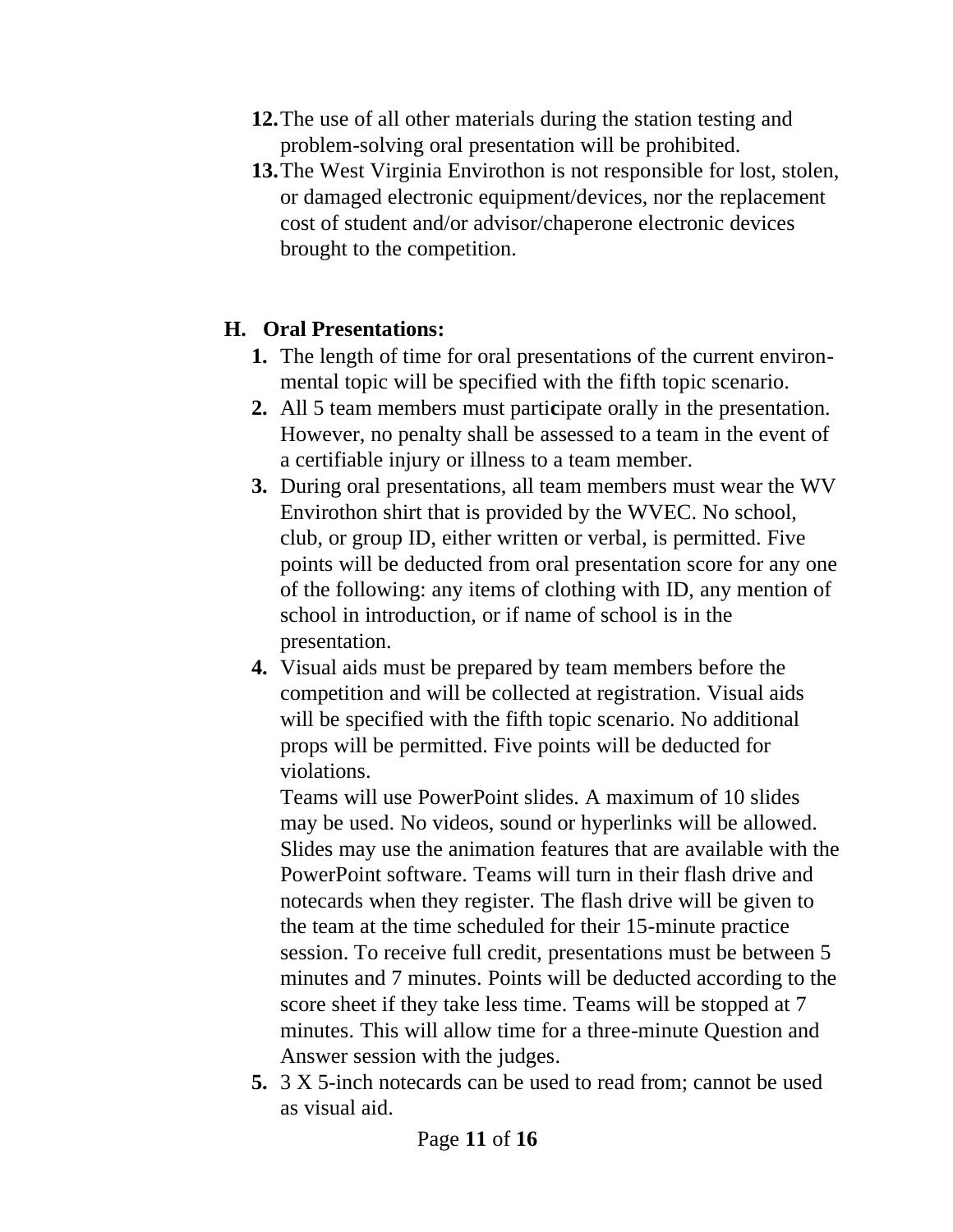12. The use of all other materials during the station testing and problem-solving oral presentation will be prohibited.
13. The West Virginia Envirothon is not responsible for lost, stolen, or damaged electronic equipment/devices, nor the replacement cost of student and/or advisor/chaperone electronic devices brought to the competition.

## H. Oral Presentations:

1. The length of time for oral presentations of the current environmental topic will be specified with the fifth topic scenario.
2. All 5 team members must participate orally in the presentation. However, no penalty shall be assessed to a team in the event of a certifiable injury or illness to a team member.
3. During oral presentations, all team members must wear the WV Envirothon shirt that is provided by the WVEC. No school, club, or group ID, either written or verbal, is permitted. Five points will be deducted from oral presentation score for any one of the following: any items of clothing with ID, any mention of school in introduction, or if name of school is in the presentation.
4. Visual aids must be prepared by team members before the competition and will be collected at registration. Visual aids will be specified with the fifth topic scenario. No additional props will be permitted. Five points will be deducted for violations.

   Teams will use PowerPoint slides. A maximum of 10 slides may be used. No videos, sound or hyperlinks will be allowed. Slides may use the animation features that are available with the PowerPoint software. Teams will turn in their flash drive and notecards when they register. The flash drive will be given to the team at the time scheduled for their 15-minute practice session. To receive full credit, presentations must be between 5 minutes and 7 minutes. Points will be deducted according to the score sheet if they take less time. Teams will be stopped at 7 minutes. This will allow time for a three-minute Question and Answer session with the judges.
5. 3 X 5-inch notecards can be used to read from; cannot be used as visual aid.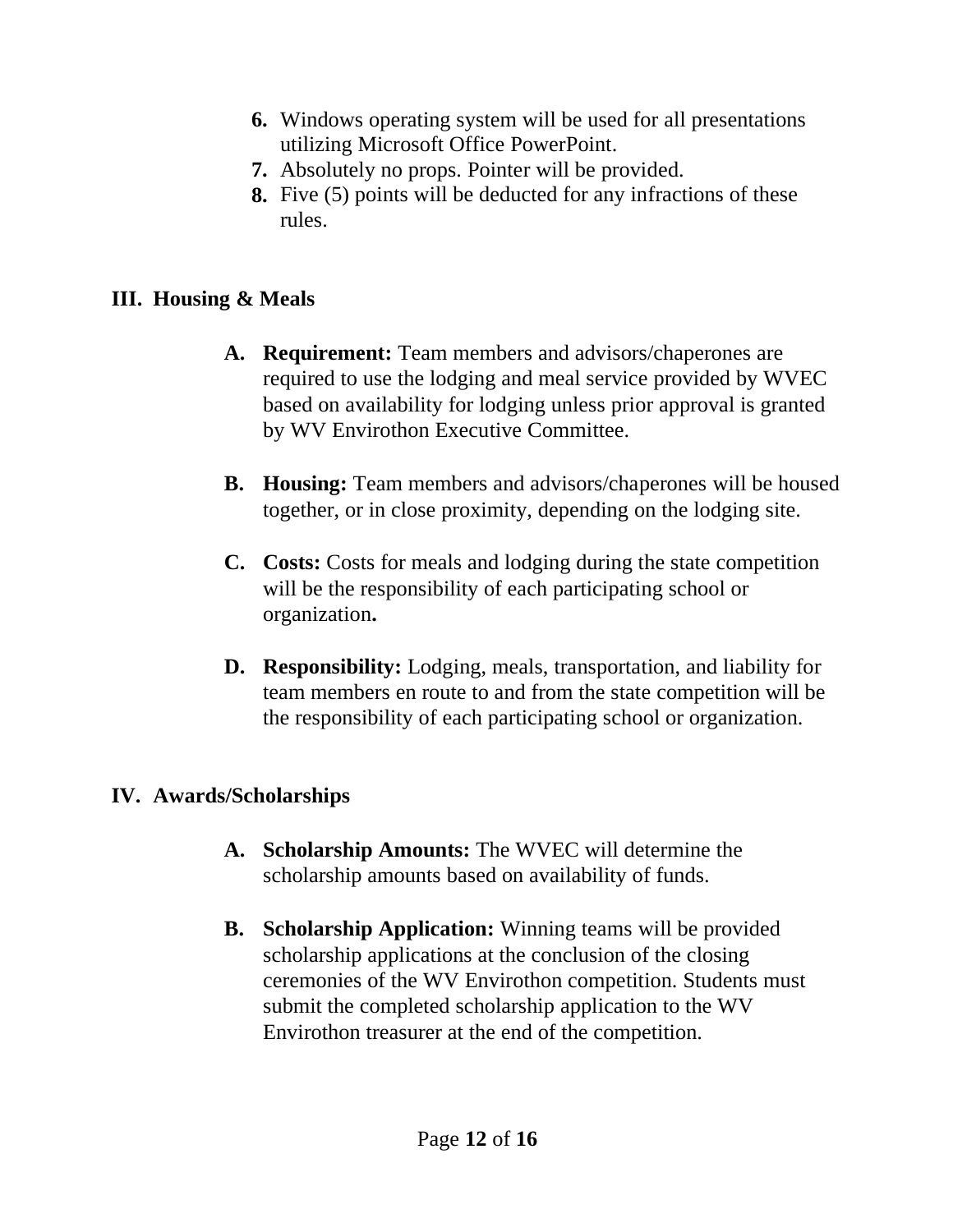6. Windows operating system will be used for all presentations utilizing Microsoft Office PowerPoint.
7. Absolutely no props. Pointer will be provided.
8. Five (5) points will be deducted for any infractions of these rules.

## III. Housing & Meals

**A. Requirement:** Team members and advisors/chaperones are required to use the lodging and meal service provided by WVEC based on availability for lodging unless prior approval is granted by WV Envirothon Executive Committee.

**B. Housing:** Team members and advisors/chaperones will be housed together, or in close proximity, depending on the lodging site.

**C. Costs:** Costs for meals and lodging during the state competition will be the responsibility of each participating school or organization**.**

**D. Responsibility:** Lodging, meals, transportation, and liability for team members en route to and from the state competition will be the responsibility of each participating school or organization.

## IV. Awards/Scholarships

**A. Scholarship Amounts:** The WVEC will determine the scholarship amounts based on availability of funds.

**B. Scholarship Application:** Winning teams will be provided scholarship applications at the conclusion of the closing ceremonies of the WV Envirothon competition. Students must submit the completed scholarship application to the WV Envirothon treasurer at the end of the competition.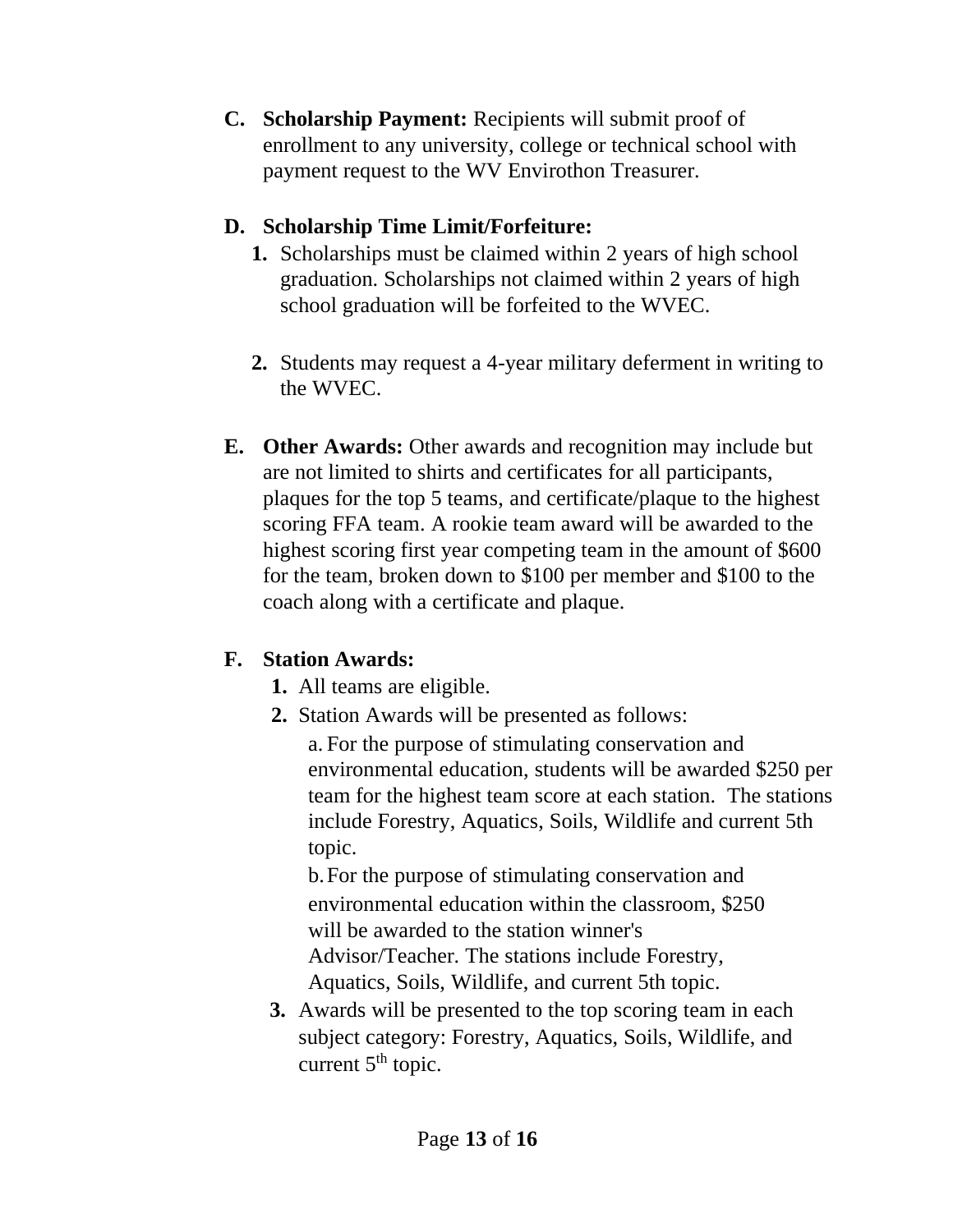**C. Scholarship Payment:** Recipients will submit proof of enrollment to any university, college or technical school with payment request to the WV Envirothon Treasurer.

**D. Scholarship Time Limit/Forfeiture:**

1. Scholarships must be claimed within 2 years of high school graduation. Scholarships not claimed within 2 years of high school graduation will be forfeited to the WVEC.

2. Students may request a 4-year military deferment in writing to the WVEC.

**E. Other Awards:** Other awards and recognition may include but are not limited to shirts and certificates for all participants, plaques for the top 5 teams, and certificate/plaque to the highest scoring FFA team. A rookie team award will be awarded to the highest scoring first year competing team in the amount of $600 for the team, broken down to $100 per member and $100 to the coach along with a certificate and plaque.

**F. Station Awards:**

1. All teams are eligible.
2. Station Awards will be presented as follows:
   a. For the purpose of stimulating conservation and environmental education, students will be awarded $250 per team for the highest team score at each station. The stations include Forestry, Aquatics, Soils, Wildlife and current 5th topic.
   b. For the purpose of stimulating conservation and environmental education within the classroom, $250 will be awarded to the station winner's Advisor/Teacher. The stations include Forestry, Aquatics, Soils, Wildlife, and current 5th topic.
3. Awards will be presented to the top scoring team in each subject category: Forestry, Aquatics, Soils, Wildlife, and current 5th topic.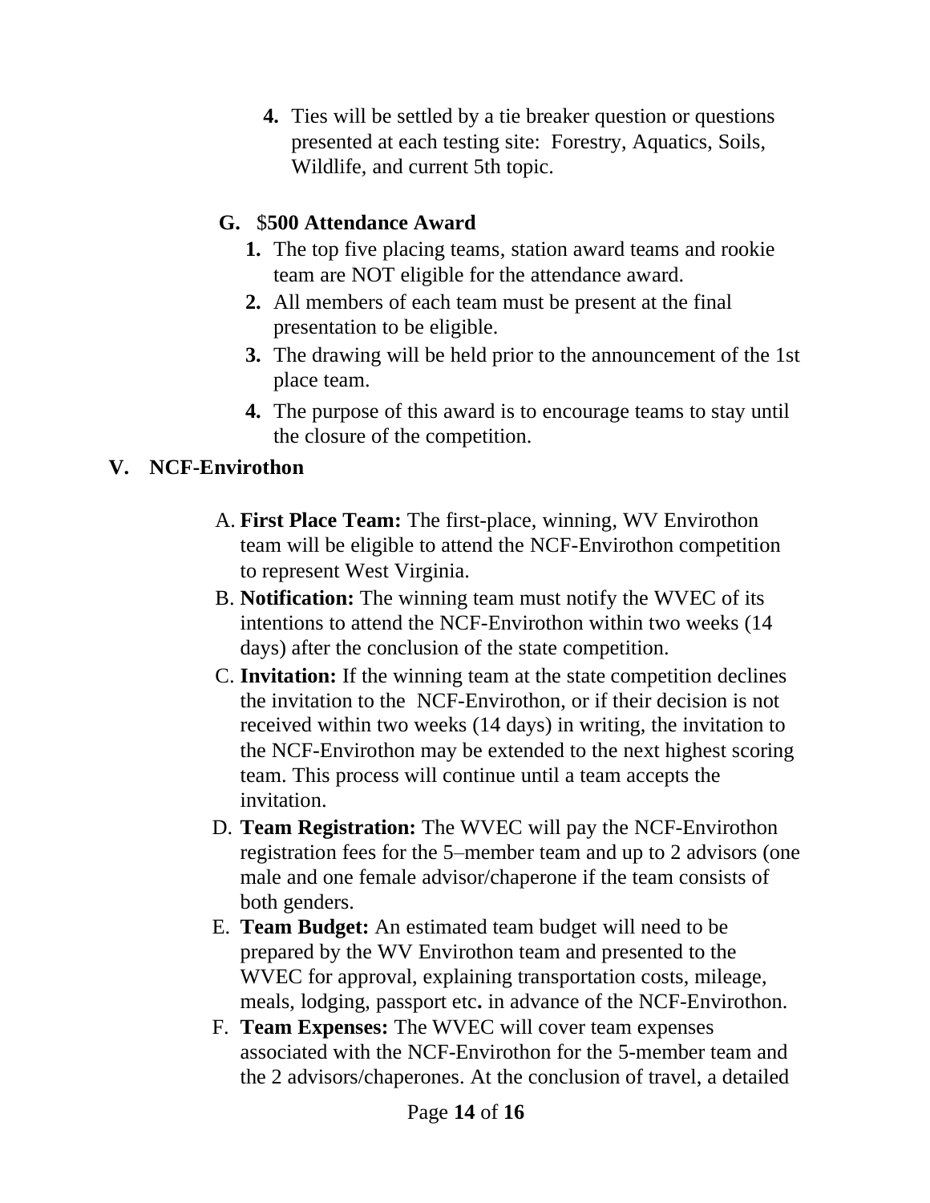4. Ties will be settled by a tie breaker question or questions presented at each testing site:  Forestry, Aquatics, Soils, Wildlife, and current 5th topic.

**G. $500 Attendance Award**

1. The top five placing teams, station award teams and rookie team are NOT eligible for the attendance award.
2. All members of each team must be present at the final presentation to be eligible.
3. The drawing will be held prior to the announcement of the 1st place team.
4. The purpose of this award is to encourage teams to stay until the closure of the competition.

## V. NCF-Envirothon

A. **First Place Team:** The first-place, winning, WV Envirothon team will be eligible to attend the NCF-Envirothon competition to represent West Virginia.

B. **Notification:** The winning team must notify the WVEC of its intentions to attend the NCF-Envirothon within two weeks (14 days) after the conclusion of the state competition.

C. **Invitation:** If the winning team at the state competition declines the invitation to the NCF-Envirothon, or if their decision is not received within two weeks (14 days) in writing, the invitation to the NCF-Envirothon may be extended to the next highest scoring team. This process will continue until a team accepts the invitation.

D. **Team Registration:** The WVEC will pay the NCF-Envirothon registration fees for the 5–member team and up to 2 advisors (one male and one female advisor/chaperone if the team consists of both genders.

E. **Team Budget:** An estimated team budget will need to be prepared by the WV Envirothon team and presented to the WVEC for approval, explaining transportation costs, mileage, meals, lodging, passport etc**.** in advance of the NCF-Envirothon.

F. **Team Expenses:** The WVEC will cover team expenses associated with the NCF-Envirothon for the 5-member team and the 2 advisors/chaperones. At the conclusion of travel, a detailed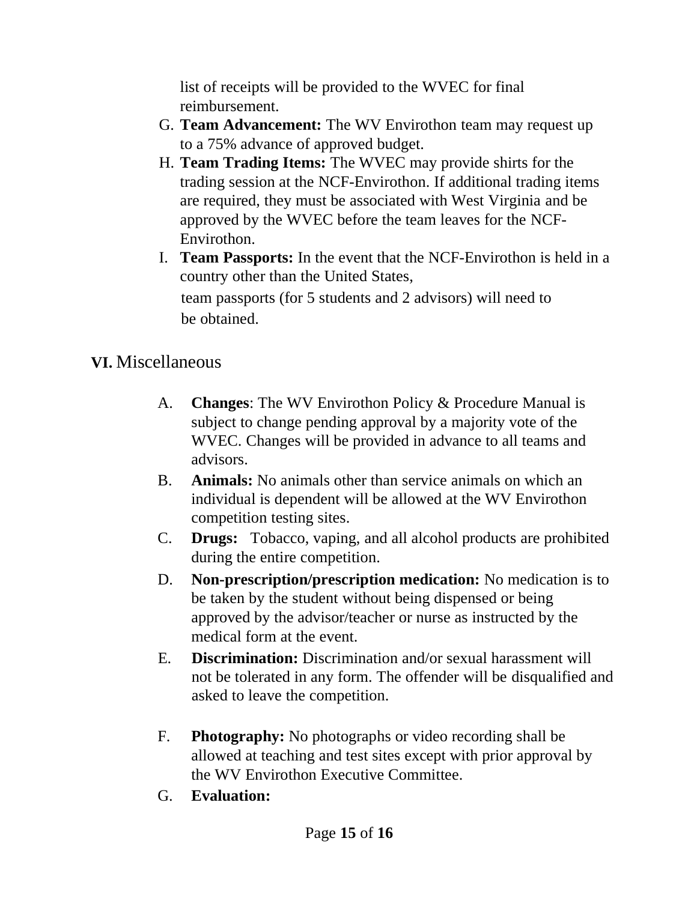list of receipts will be provided to the WVEC for final reimbursement.

G. **Team Advancement:** The WV Envirothon team may request up to a 75% advance of approved budget.

H. **Team Trading Items:** The WVEC may provide shirts for the trading session at the NCF-Envirothon. If additional trading items are required, they must be associated with West Virginia and be approved by the WVEC before the team leaves for the NCF-Envirothon.

I. **Team Passports:** In the event that the NCF-Envirothon is held in a country other than the United States, team passports (for 5 students and 2 advisors) will need to be obtained.

## VI. Miscellaneous

A. **Changes**: The WV Envirothon Policy & Procedure Manual is subject to change pending approval by a majority vote of the WVEC. Changes will be provided in advance to all teams and advisors.

B. **Animals:** No animals other than service animals on which an individual is dependent will be allowed at the WV Envirothon competition testing sites.

C. **Drugs:** Tobacco, vaping, and all alcohol products are prohibited during the entire competition.

D. **Non-prescription/prescription medication:** No medication is to be taken by the student without being dispensed or being approved by the advisor/teacher or nurse as instructed by the medical form at the event.

E. **Discrimination:** Discrimination and/or sexual harassment will not be tolerated in any form. The offender will be disqualified and asked to leave the competition.

F. **Photography:** No photographs or video recording shall be allowed at teaching and test sites except with prior approval by the WV Envirothon Executive Committee.

G. **Evaluation:**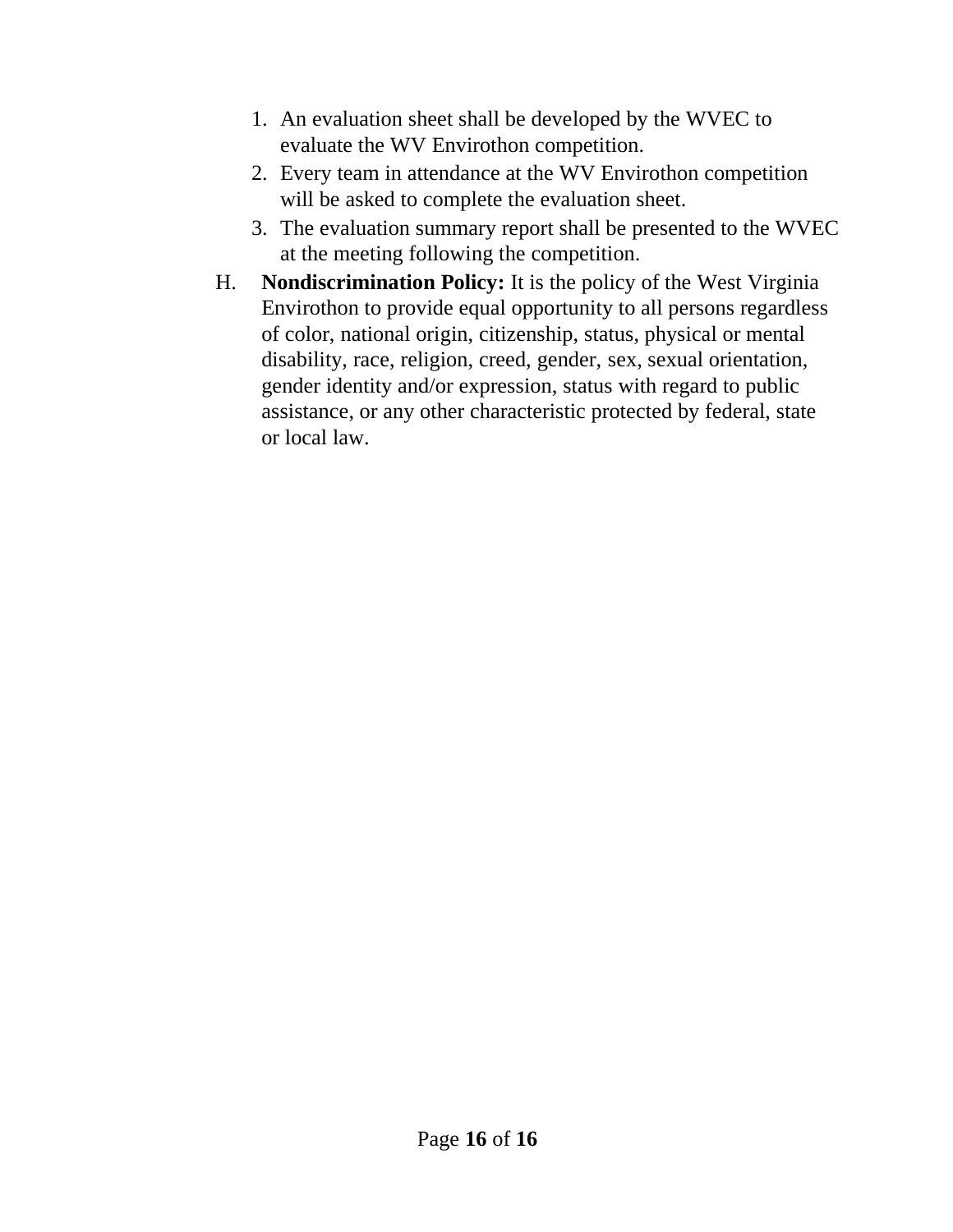1. An evaluation sheet shall be developed by the WVEC to evaluate the WV Envirothon competition.
2. Every team in attendance at the WV Envirothon competition will be asked to complete the evaluation sheet.
3. The evaluation summary report shall be presented to the WVEC at the meeting following the competition.

H. **Nondiscrimination Policy:** It is the policy of the West Virginia Envirothon to provide equal opportunity to all persons regardless of color, national origin, citizenship, status, physical or mental disability, race, religion, creed, gender, sex, sexual orientation, gender identity and/or expression, status with regard to public assistance, or any other characteristic protected by federal, state or local law.